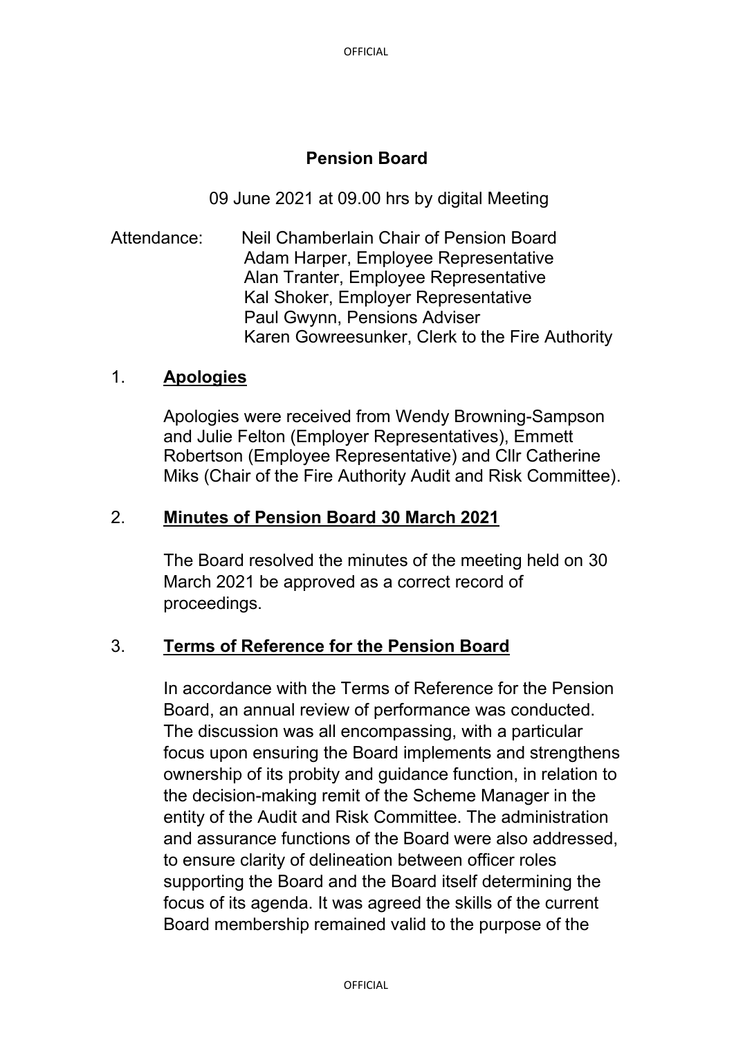# Pension Board

09 June 2021 at 09.00 hrs by digital Meeting

Attendance: Neil Chamberlain Chair of Pension Board
Adam Harper, Employee Representative
Alan Tranter, Employee Representative
Kal Shoker, Employer Representative
Paul Gwynn, Pensions Adviser
Karen Gowreesunker, Clerk to the Fire Authority

## 1. Apologies

Apologies were received from Wendy Browning-Sampson and Julie Felton (Employer Representatives), Emmett Robertson (Employee Representative) and Cllr Catherine Miks (Chair of the Fire Authority Audit and Risk Committee).

## 2. Minutes of Pension Board 30 March 2021

The Board resolved the minutes of the meeting held on 30 March 2021 be approved as a correct record of proceedings.

## 3. Terms of Reference for the Pension Board

In accordance with the Terms of Reference for the Pension Board, an annual review of performance was conducted. The discussion was all encompassing, with a particular focus upon ensuring the Board implements and strengthens ownership of its probity and guidance function, in relation to the decision-making remit of the Scheme Manager in the entity of the Audit and Risk Committee. The administration and assurance functions of the Board were also addressed, to ensure clarity of delineation between officer roles supporting the Board and the Board itself determining the focus of its agenda. It was agreed the skills of the current Board membership remained valid to the purpose of the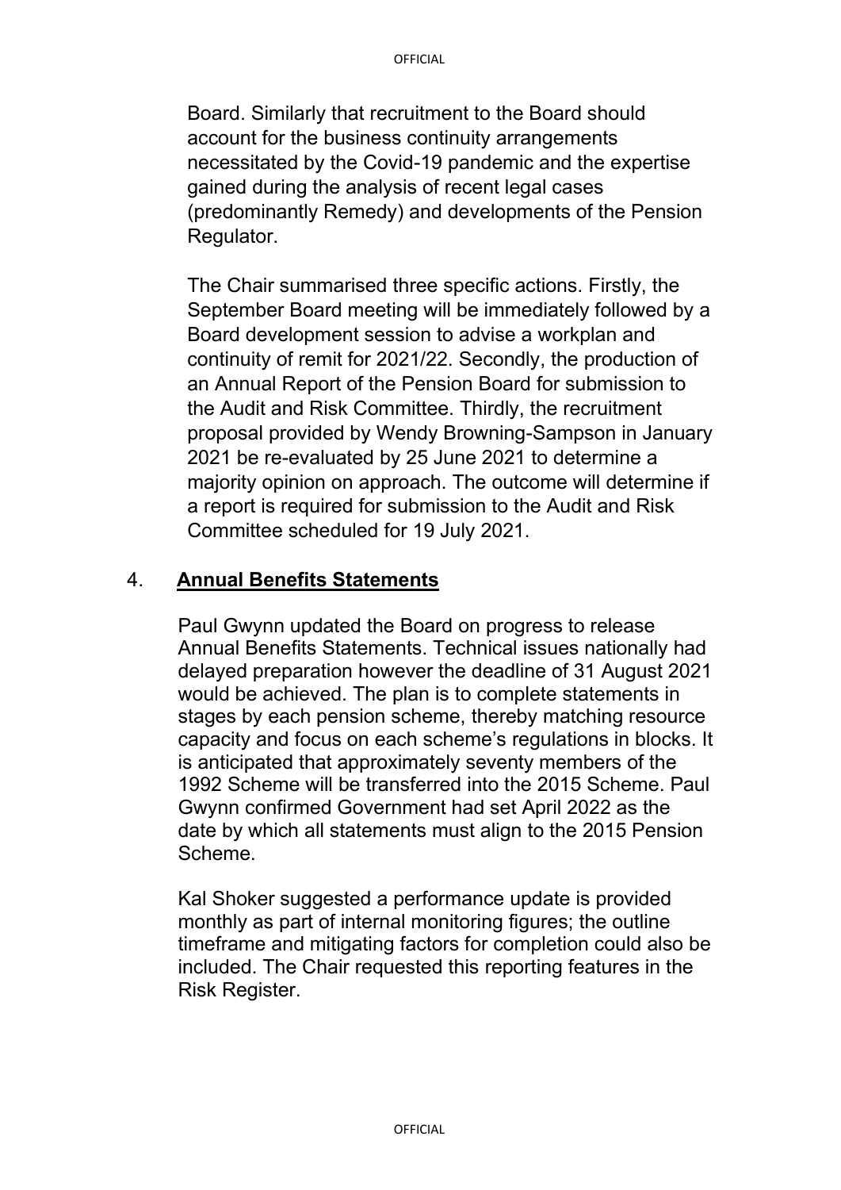Board. Similarly that recruitment to the Board should account for the business continuity arrangements necessitated by the Covid-19 pandemic and the expertise gained during the analysis of recent legal cases (predominantly Remedy) and developments of the Pension Regulator.

The Chair summarised three specific actions. Firstly, the September Board meeting will be immediately followed by a Board development session to advise a workplan and continuity of remit for 2021/22. Secondly, the production of an Annual Report of the Pension Board for submission to the Audit and Risk Committee. Thirdly, the recruitment proposal provided by Wendy Browning-Sampson in January 2021 be re-evaluated by 25 June 2021 to determine a majority opinion on approach. The outcome will determine if a report is required for submission to the Audit and Risk Committee scheduled for 19 July 2021.

## 4. **Annual Benefits Statements**

Paul Gwynn updated the Board on progress to release Annual Benefits Statements. Technical issues nationally had delayed preparation however the deadline of 31 August 2021 would be achieved. The plan is to complete statements in stages by each pension scheme, thereby matching resource capacity and focus on each scheme's regulations in blocks. It is anticipated that approximately seventy members of the 1992 Scheme will be transferred into the 2015 Scheme. Paul Gwynn confirmed Government had set April 2022 as the date by which all statements must align to the 2015 Pension Scheme.

Kal Shoker suggested a performance update is provided monthly as part of internal monitoring figures; the outline timeframe and mitigating factors for completion could also be included. The Chair requested this reporting features in the Risk Register.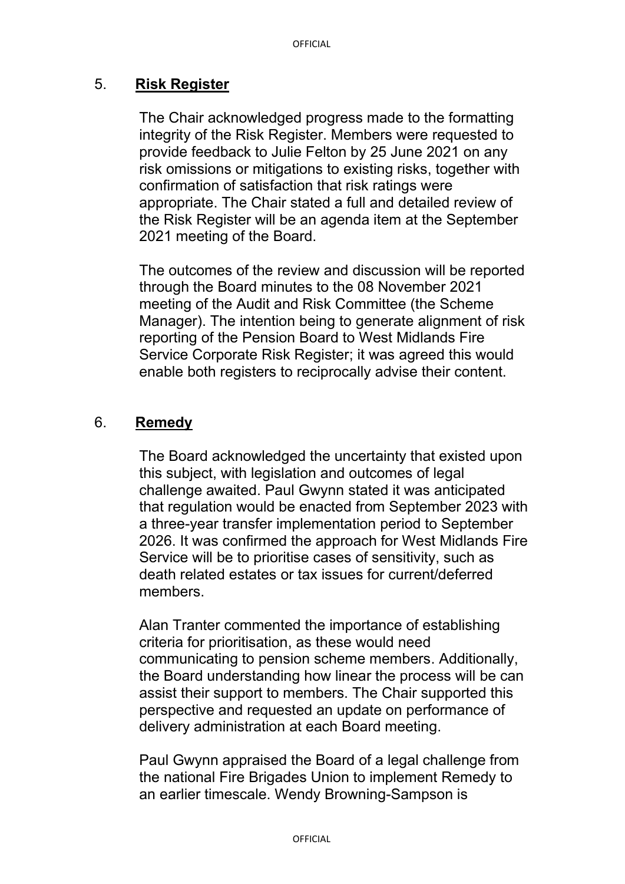## 5. **Risk Register**

The Chair acknowledged progress made to the formatting integrity of the Risk Register. Members were requested to provide feedback to Julie Felton by 25 June 2021 on any risk omissions or mitigations to existing risks, together with confirmation of satisfaction that risk ratings were appropriate. The Chair stated a full and detailed review of the Risk Register will be an agenda item at the September 2021 meeting of the Board.

The outcomes of the review and discussion will be reported through the Board minutes to the 08 November 2021 meeting of the Audit and Risk Committee (the Scheme Manager). The intention being to generate alignment of risk reporting of the Pension Board to West Midlands Fire Service Corporate Risk Register; it was agreed this would enable both registers to reciprocally advise their content.

## 6. **Remedy**

The Board acknowledged the uncertainty that existed upon this subject, with legislation and outcomes of legal challenge awaited. Paul Gwynn stated it was anticipated that regulation would be enacted from September 2023 with a three-year transfer implementation period to September 2026. It was confirmed the approach for West Midlands Fire Service will be to prioritise cases of sensitivity, such as death related estates or tax issues for current/deferred members.

Alan Tranter commented the importance of establishing criteria for prioritisation, as these would need communicating to pension scheme members. Additionally, the Board understanding how linear the process will be can assist their support to members. The Chair supported this perspective and requested an update on performance of delivery administration at each Board meeting.

Paul Gwynn appraised the Board of a legal challenge from the national Fire Brigades Union to implement Remedy to an earlier timescale. Wendy Browning-Sampson is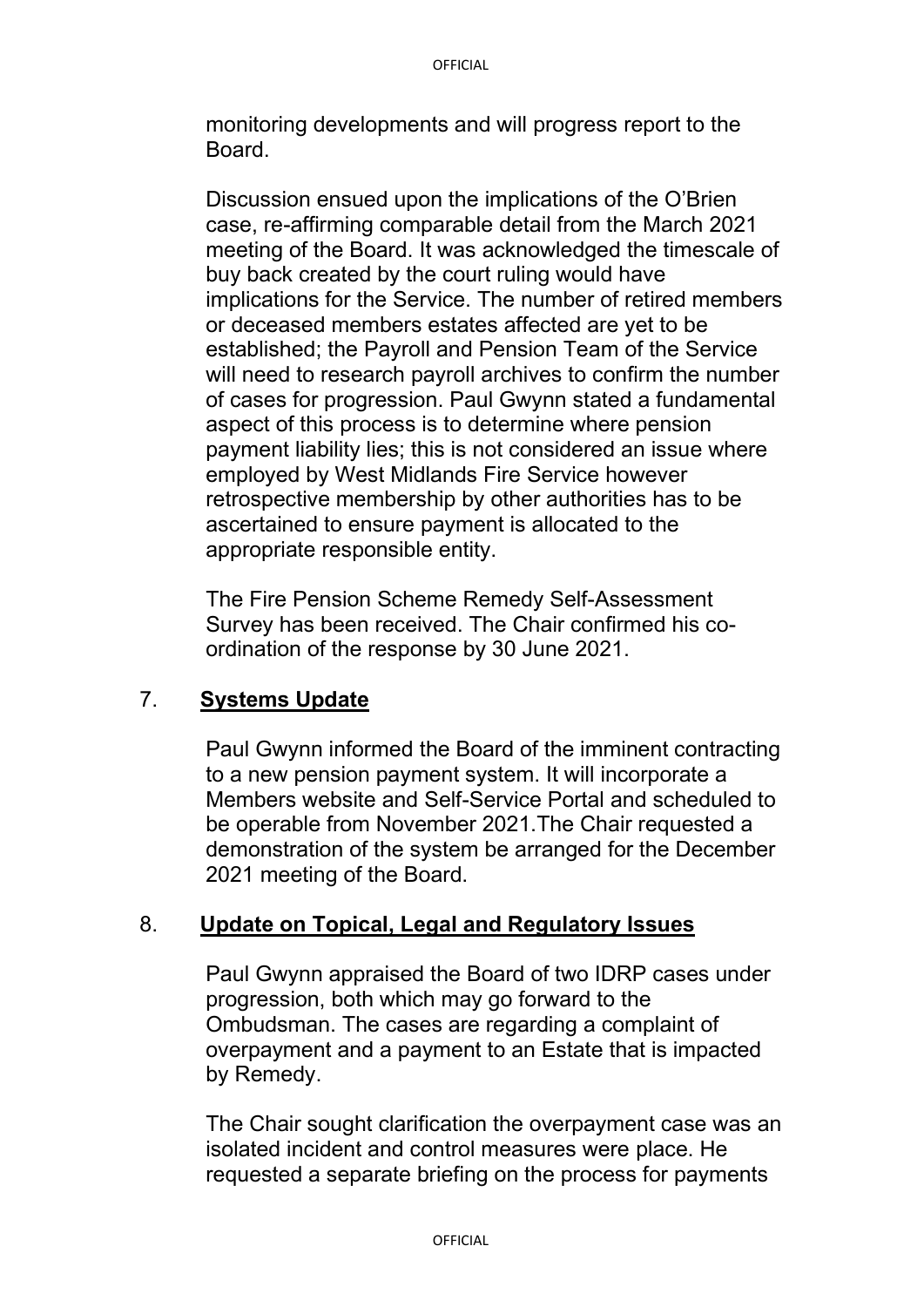monitoring developments and will progress report to the Board.

Discussion ensued upon the implications of the O'Brien case, re-affirming comparable detail from the March 2021 meeting of the Board. It was acknowledged the timescale of buy back created by the court ruling would have implications for the Service. The number of retired members or deceased members estates affected are yet to be established; the Payroll and Pension Team of the Service will need to research payroll archives to confirm the number of cases for progression. Paul Gwynn stated a fundamental aspect of this process is to determine where pension payment liability lies; this is not considered an issue where employed by West Midlands Fire Service however retrospective membership by other authorities has to be ascertained to ensure payment is allocated to the appropriate responsible entity.

The Fire Pension Scheme Remedy Self-Assessment Survey has been received. The Chair confirmed his co-ordination of the response by 30 June 2021.

## 7. **Systems Update**

Paul Gwynn informed the Board of the imminent contracting to a new pension payment system. It will incorporate a Members website and Self-Service Portal and scheduled to be operable from November 2021.The Chair requested a demonstration of the system be arranged for the December 2021 meeting of the Board.

## 8. **Update on Topical, Legal and Regulatory Issues**

Paul Gwynn appraised the Board of two IDRP cases under progression, both which may go forward to the Ombudsman. The cases are regarding a complaint of overpayment and a payment to an Estate that is impacted by Remedy.

The Chair sought clarification the overpayment case was an isolated incident and control measures were place. He requested a separate briefing on the process for payments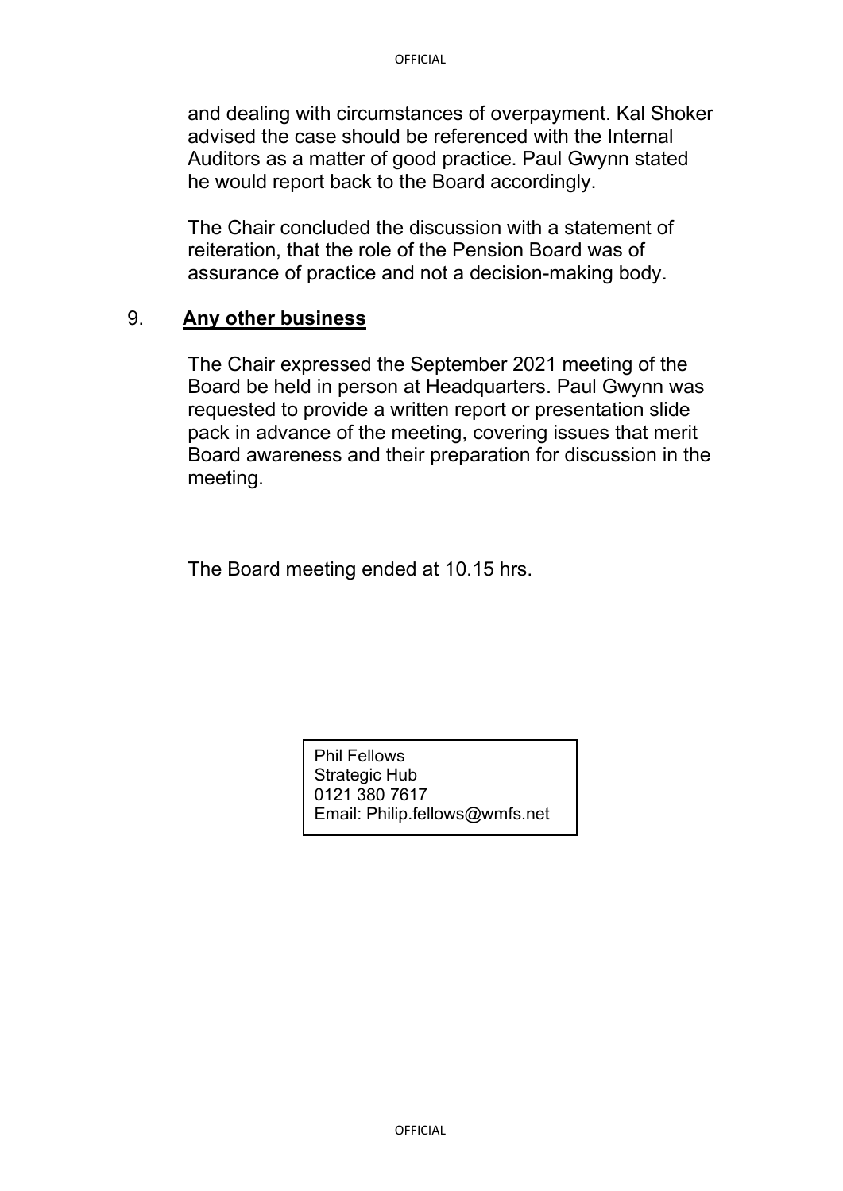and dealing with circumstances of overpayment. Kal Shoker advised the case should be referenced with the Internal Auditors as a matter of good practice. Paul Gwynn stated he would report back to the Board accordingly.

The Chair concluded the discussion with a statement of reiteration, that the role of the Pension Board was of assurance of practice and not a decision-making body.

## 9. **Any other business**

The Chair expressed the September 2021 meeting of the Board be held in person at Headquarters. Paul Gwynn was requested to provide a written report or presentation slide pack in advance of the meeting, covering issues that merit Board awareness and their preparation for discussion in the meeting.

The Board meeting ended at 10.15 hrs.

Phil Fellows
Strategic Hub
0121 380 7617
Email: Philip.fellows@wmfs.net